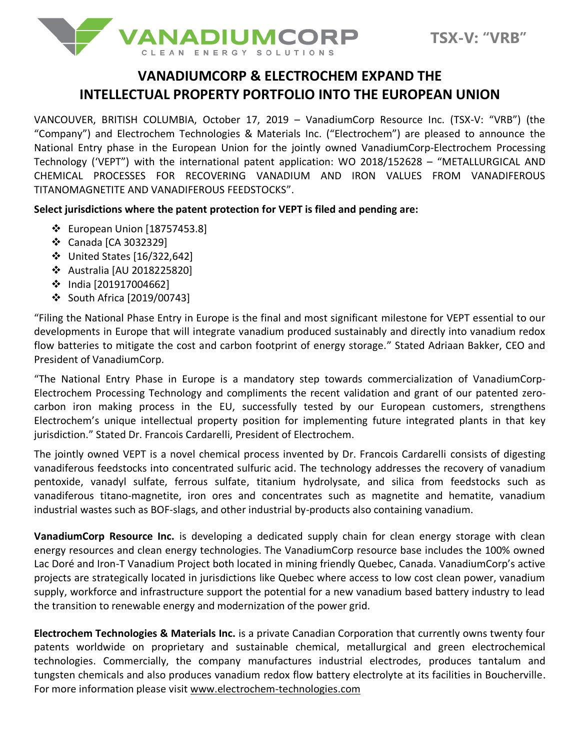VANADIUMCORP
CLEAN ENERGY SOLUTIONS

TSX-V: "VRB"

# VANADIUMCORP & ELECTROCHEM EXPAND THE INTELLECTUAL PROPERTY PORTFOLIO INTO THE EUROPEAN UNION

VANCOUVER, BRITISH COLUMBIA, October 17, 2019 – VanadiumCorp Resource Inc. (TSX-V: "VRB") (the "Company") and Electrochem Technologies & Materials Inc. ("Electrochem") are pleased to announce the National Entry phase in the European Union for the jointly owned VanadiumCorp-Electrochem Processing Technology ('VEPT") with the international patent application: WO 2018/152628 – "METALLURGICAL AND CHEMICAL PROCESSES FOR RECOVERING VANADIUM AND IRON VALUES FROM VANADIFEROUS TITANOMAGNETITE AND VANADIFEROUS FEEDSTOCKS".

**Select jurisdictions where the patent protection for VEPT is filed and pending are:**

- European Union [18757453.8]
- Canada [CA 3032329]
- United States [16/322,642]
- Australia [AU 2018225820]
- India [201917004662]
- South Africa [2019/00743]

"Filing the National Phase Entry in Europe is the final and most significant milestone for VEPT essential to our developments in Europe that will integrate vanadium produced sustainably and directly into vanadium redox flow batteries to mitigate the cost and carbon footprint of energy storage." Stated Adriaan Bakker, CEO and President of VanadiumCorp.

"The National Entry Phase in Europe is a mandatory step towards commercialization of VanadiumCorp-Electrochem Processing Technology and compliments the recent validation and grant of our patented zero-carbon iron making process in the EU, successfully tested by our European customers, strengthens Electrochem's unique intellectual property position for implementing future integrated plants in that key jurisdiction." Stated Dr. Francois Cardarelli, President of Electrochem.

The jointly owned VEPT is a novel chemical process invented by Dr. Francois Cardarelli consists of digesting vanadiferous feedstocks into concentrated sulfuric acid. The technology addresses the recovery of vanadium pentoxide, vanadyl sulfate, ferrous sulfate, titanium hydrolysate, and silica from feedstocks such as vanadiferous titano-magnetite, iron ores and concentrates such as magnetite and hematite, vanadium industrial wastes such as BOF-slags, and other industrial by-products also containing vanadium.

**VanadiumCorp Resource Inc.** is developing a dedicated supply chain for clean energy storage with clean energy resources and clean energy technologies. The VanadiumCorp resource base includes the 100% owned Lac Doré and Iron-T Vanadium Project both located in mining friendly Quebec, Canada. VanadiumCorp's active projects are strategically located in jurisdictions like Quebec where access to low cost clean power, vanadium supply, workforce and infrastructure support the potential for a new vanadium based battery industry to lead the transition to renewable energy and modernization of the power grid.

**Electrochem Technologies & Materials Inc.** is a private Canadian Corporation that currently owns twenty four patents worldwide on proprietary and sustainable chemical, metallurgical and green electrochemical technologies. Commercially, the company manufactures industrial electrodes, produces tantalum and tungsten chemicals and also produces vanadium redox flow battery electrolyte at its facilities in Boucherville. For more information please visit www.electrochem-technologies.com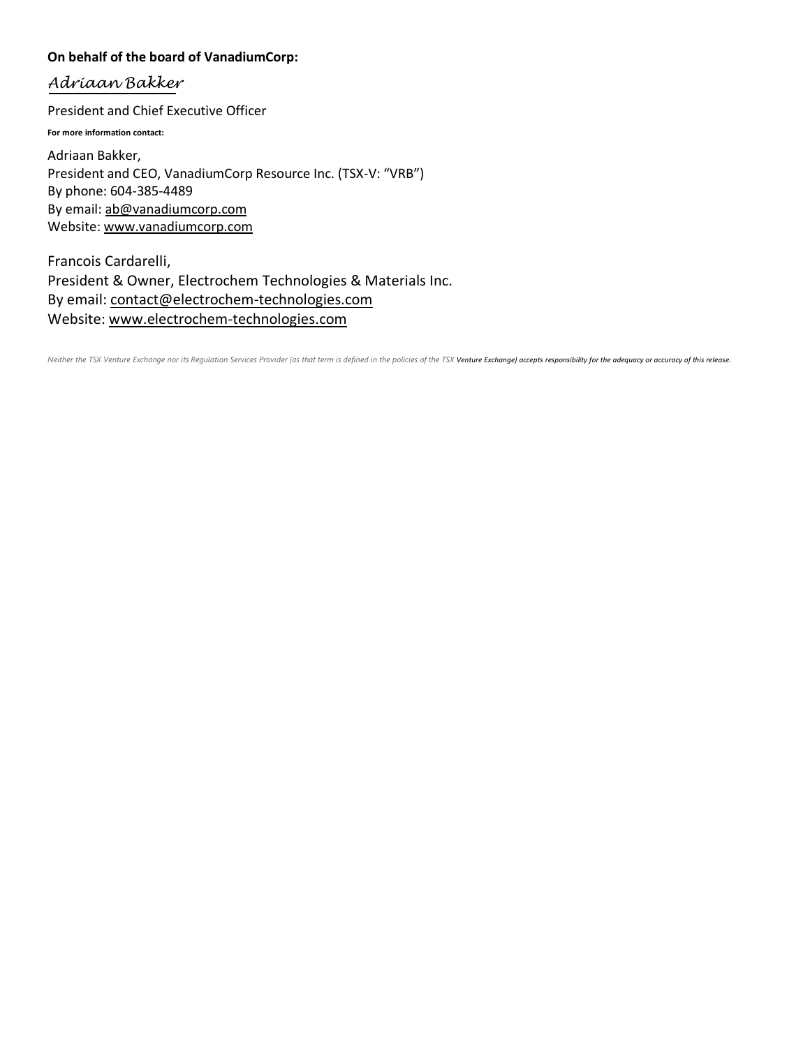**On behalf of the board of VanadiumCorp:**

*Adriaan Bakker*

President and Chief Executive Officer

**For more information contact:**

Adriaan Bakker,
President and CEO, VanadiumCorp Resource Inc. (TSX-V: "VRB")
By phone: 604-385-4489
By email: ab@vanadiumcorp.com
Website: www.vanadiumcorp.com

Francois Cardarelli,
President & Owner, Electrochem Technologies & Materials Inc.
By email: contact@electrochem-technologies.com
Website: www.electrochem-technologies.com

*Neither the TSX Venture Exchange nor its Regulation Services Provider (as that term is defined in the policies of the TSX Venture Exchange) accepts responsibility for the adequacy or accuracy of this release.*